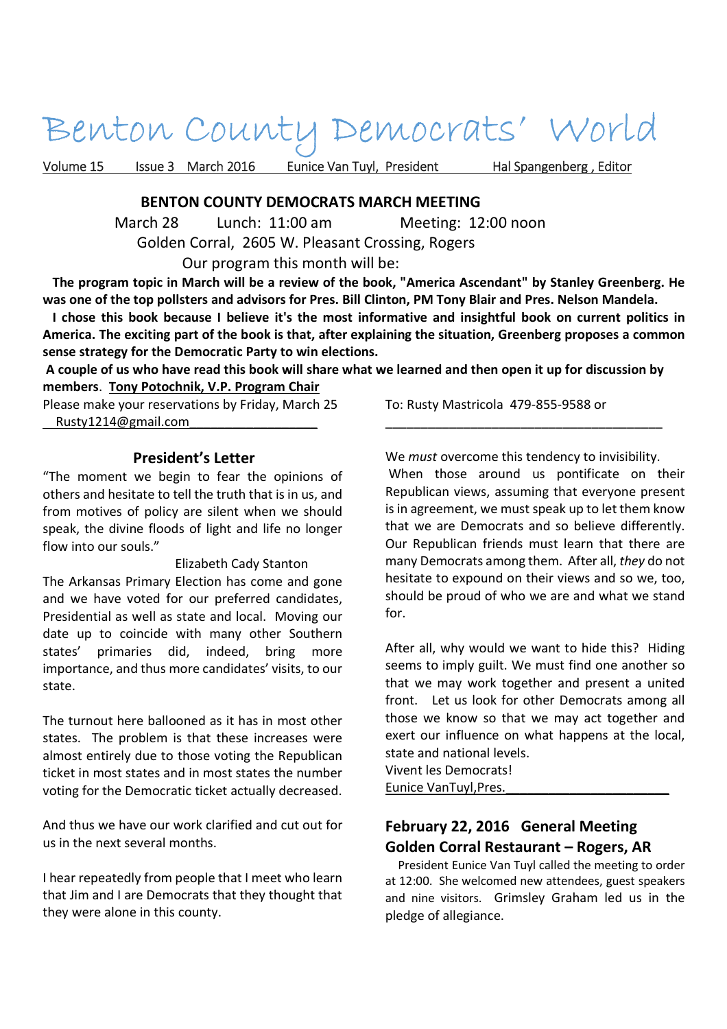# Benton County Democrats' World

Volume 15 Issue 3 March 2016 Eunice Van Tuyl, President Hal Spangenberg , Editor

## BENTON COUNTY DEMOCRATS MARCH MEETING

March 28 Lunch: 11:00 am Meeting: 12:00 noon

Golden Corral, 2605 W. Pleasant Crossing, Rogers

Our program this month will be:

**The program topic in March will be a review of the book, "America Ascendant" by Stanley Greenberg. He was one of the top pollsters and advisors for Pres. Bill Clinton, PM Tony Blair and Pres. Nelson Mandela.**

**I chose this book because I believe it's the most informative and insightful book on current politics in America. The exciting part of the book is that, after explaining the situation, Greenberg proposes a common sense strategy for the Democratic Party to win elections.**

**A couple of us who have read this book will share what we learned and then open it up for discussion by members**. **Tony Potochnik, V.P. Program Chair**

Please make your reservations by Friday, March 25 To: Rusty Mastricola 479-855-9588 or Rusty1214@gmail.com

## President's Letter

"The moment we begin to fear the opinions of others and hesitate to tell the truth that is in us, and from motives of policy are silent when we should speak, the divine floods of light and life no longer flow into our souls."

Elizabeth Cady Stanton

The Arkansas Primary Election has come and gone and we have voted for our preferred candidates, Presidential as well as state and local. Moving our date up to coincide with many other Southern states' primaries did, indeed, bring more importance, and thus more candidates' visits, to our state.

The turnout here ballooned as it has in most other states. The problem is that these increases were almost entirely due to those voting the Republican ticket in most states and in most states the number voting for the Democratic ticket actually decreased.

And thus we have our work clarified and cut out for us in the next several months.

I hear repeatedly from people that I meet who learn that Jim and I are Democrats that they thought that they were alone in this county.

We *must* overcome this tendency to invisibility.

When those around us pontificate on their Republican views, assuming that everyone present is in agreement, we must speak up to let them know that we are Democrats and so believe differently. Our Republican friends must learn that there are many Democrats among them. After all, *they* do not hesitate to expound on their views and so we, too, should be proud of who we are and what we stand for.

After all, why would we want to hide this? Hiding seems to imply guilt. We must find one another so that we may work together and present a united front. Let us look for other Democrats among all those we know so that we may act together and exert our influence on what happens at the local, state and national levels.

Vivent les Democrats!

Eunice VanTuyl,Pres.

## February 22, 2016 General Meeting
## Golden Corral Restaurant – Rogers, AR

President Eunice Van Tuyl called the meeting to order at 12:00. She welcomed new attendees, guest speakers and nine visitors. Grimsley Graham led us in the pledge of allegiance.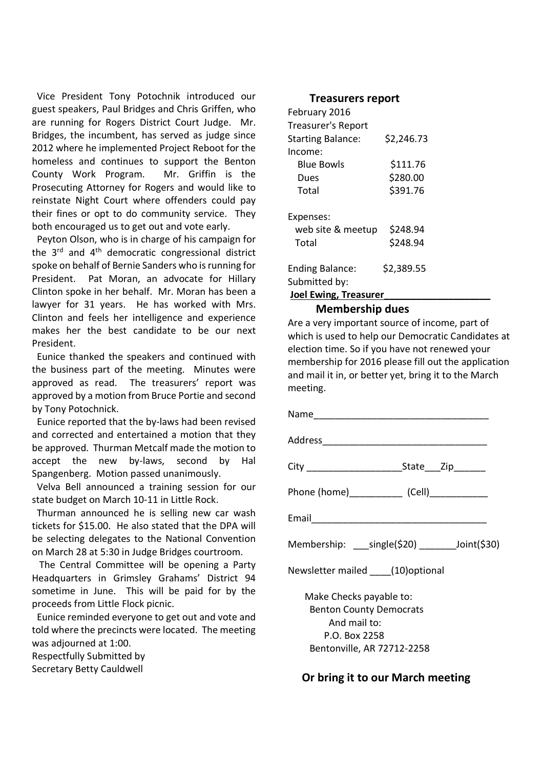Vice President Tony Potochnik introduced our guest speakers, Paul Bridges and Chris Griffen, who are running for Rogers District Court Judge. Mr. Bridges, the incumbent, has served as judge since 2012 where he implemented Project Reboot for the homeless and continues to support the Benton County Work Program. Mr. Griffin is the Prosecuting Attorney for Rogers and would like to reinstate Night Court where offenders could pay their fines or opt to do community service. They both encouraged us to get out and vote early.

Peyton Olson, who is in charge of his campaign for the 3rd and 4th democratic congressional district spoke on behalf of Bernie Sanders who is running for President. Pat Moran, an advocate for Hillary Clinton spoke in her behalf. Mr. Moran has been a lawyer for 31 years. He has worked with Mrs. Clinton and feels her intelligence and experience makes her the best candidate to be our next President.

Eunice thanked the speakers and continued with the business part of the meeting. Minutes were approved as read. The treasurers' report was approved by a motion from Bruce Portie and second by Tony Potochnick.

Eunice reported that the by-laws had been revised and corrected and entertained a motion that they be approved. Thurman Metcalf made the motion to accept the new by-laws, second by Hal Spangenberg. Motion passed unanimously.

Velva Bell announced a training session for our state budget on March 10-11 in Little Rock.

Thurman announced he is selling new car wash tickets for $15.00. He also stated that the DPA will be selecting delegates to the National Convention on March 28 at 5:30 in Judge Bridges courtroom.

The Central Committee will be opening a Party Headquarters in Grimsley Grahams' District 94 sometime in June. This will be paid for by the proceeds from Little Flock picnic.

Eunice reminded everyone to get out and vote and told where the precincts were located. The meeting was adjourned at 1:00.

Respectfully Submitted by
Secretary Betty Cauldwell

## Treasurers report

February 2016
Treasurer's Report

| | |
|---|---|
| Starting Balance: | $2,246.73 |
| Income: | |
| Blue Bowls | $111.76 |
| Dues | $280.00 |
| Total | $391.76 |
| Expenses: | |
| web site & meetup | $248.94 |
| Total | $248.94 |
| Ending Balance: | $2,389.55 |

Submitted by:
**Joel Ewing, Treasurer\_\_\_\_\_\_\_\_\_\_\_\_\_\_\_\_\_\_\_\_**

## Membership dues

Are a very important source of income, part of which is used to help our Democratic Candidates at election time. So if you have not renewed your membership for 2016 please fill out the application and mail it in, or better yet, bring it to the March meeting.

Name\_\_\_\_\_\_\_\_\_\_\_\_\_\_\_\_\_\_\_\_\_\_\_\_\_\_\_\_\_\_\_\_\_

Address\_\_\_\_\_\_\_\_\_\_\_\_\_\_\_\_\_\_\_\_\_\_\_\_\_\_\_\_\_\_\_

City \_\_\_\_\_\_\_\_\_\_\_\_\_\_\_\_\_\_State\_\_\_Zip\_\_\_\_\_\_

Phone (home)\_\_\_\_\_\_\_\_\_\_ (Cell)\_\_\_\_\_\_\_\_\_\_\_

Email\_\_\_\_\_\_\_\_\_\_\_\_\_\_\_\_\_\_\_\_\_\_\_\_\_\_\_\_\_\_\_\_\_\_

Membership: \_\_\_single($20) \_\_\_\_\_\_\_Joint($30)

Newsletter mailed \_\_\_\_(10)optional

Make Checks payable to:
Benton County Democrats
And mail to:
P.O. Box 2258
Bentonville, AR 72712-2258

**Or bring it to our March meeting**